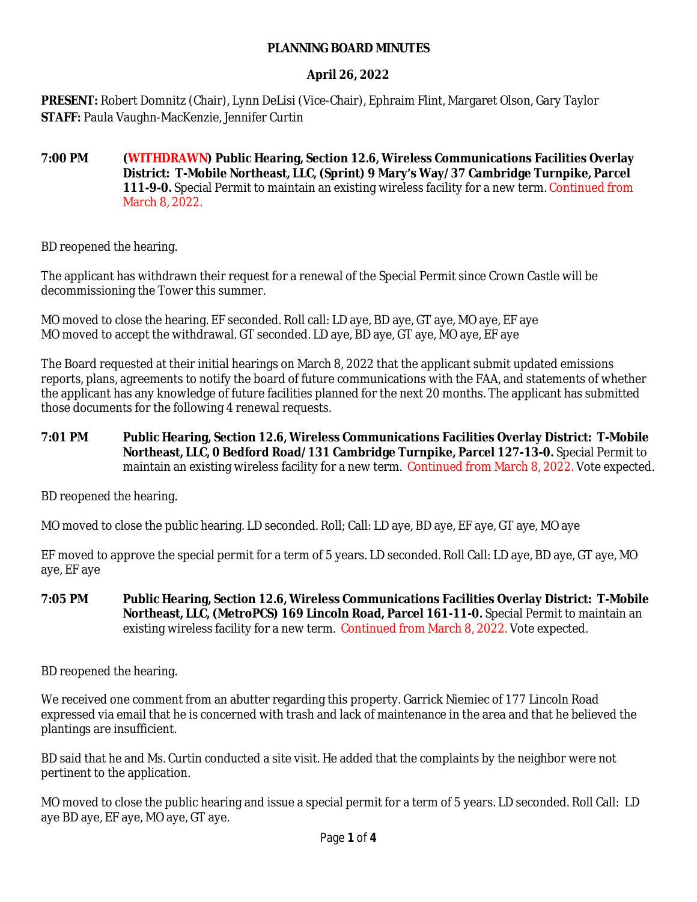# PLANNING BOARD MINUTES

## April 26, 2022

**PRESENT:** Robert Domnitz (Chair), Lynn DeLisi (Vice-Chair), Ephraim Flint, Margaret Olson, Gary Taylor
**STAFF:** Paula Vaughn-MacKenzie, Jennifer Curtin

**7:00 PM** **(WITHDRAWN) Public Hearing, Section 12.6, Wireless Communications Facilities Overlay District: T-Mobile Northeast, LLC, (Sprint) 9 Mary's Way/ 37 Cambridge Turnpike, Parcel 111-9-0.** Special Permit to maintain an existing wireless facility for a new term. Continued from March 8, 2022.

BD reopened the hearing.

The applicant has withdrawn their request for a renewal of the Special Permit since Crown Castle will be decommissioning the Tower this summer.

MO moved to close the hearing. EF seconded. Roll call: LD aye, BD aye, GT aye, MO aye, EF aye
MO moved to accept the withdrawal. GT seconded. LD aye, BD aye, GT aye, MO aye, EF aye

The Board requested at their initial hearings on March 8, 2022 that the applicant submit updated emissions reports, plans, agreements to notify the board of future communications with the FAA, and statements of whether the applicant has any knowledge of future facilities planned for the next 20 months. The applicant has submitted those documents for the following 4 renewal requests.

**7:01 PM** **Public Hearing, Section 12.6, Wireless Communications Facilities Overlay District: T-Mobile Northeast, LLC, 0 Bedford Road/ 131 Cambridge Turnpike, Parcel 127-13-0.** Special Permit to maintain an existing wireless facility for a new term. Continued from March 8, 2022. Vote expected.

BD reopened the hearing.

MO moved to close the public hearing. LD seconded. Roll; Call: LD aye, BD aye, EF aye, GT aye, MO aye

EF moved to approve the special permit for a term of 5 years. LD seconded. Roll Call: LD aye, BD aye, GT aye, MO aye, EF aye

**7:05 PM** **Public Hearing, Section 12.6, Wireless Communications Facilities Overlay District: T-Mobile Northeast, LLC, (MetroPCS) 169 Lincoln Road, Parcel 161-11-0.** Special Permit to maintain an existing wireless facility for a new term. Continued from March 8, 2022. Vote expected.

BD reopened the hearing.

We received one comment from an abutter regarding this property. Garrick Niemiec of 177 Lincoln Road expressed via email that he is concerned with trash and lack of maintenance in the area and that he believed the plantings are insufficient.

BD said that he and Ms. Curtin conducted a site visit. He added that the complaints by the neighbor were not pertinent to the application.

MO moved to close the public hearing and issue a special permit for a term of 5 years. LD seconded. Roll Call: LD aye BD aye, EF aye, MO aye, GT aye.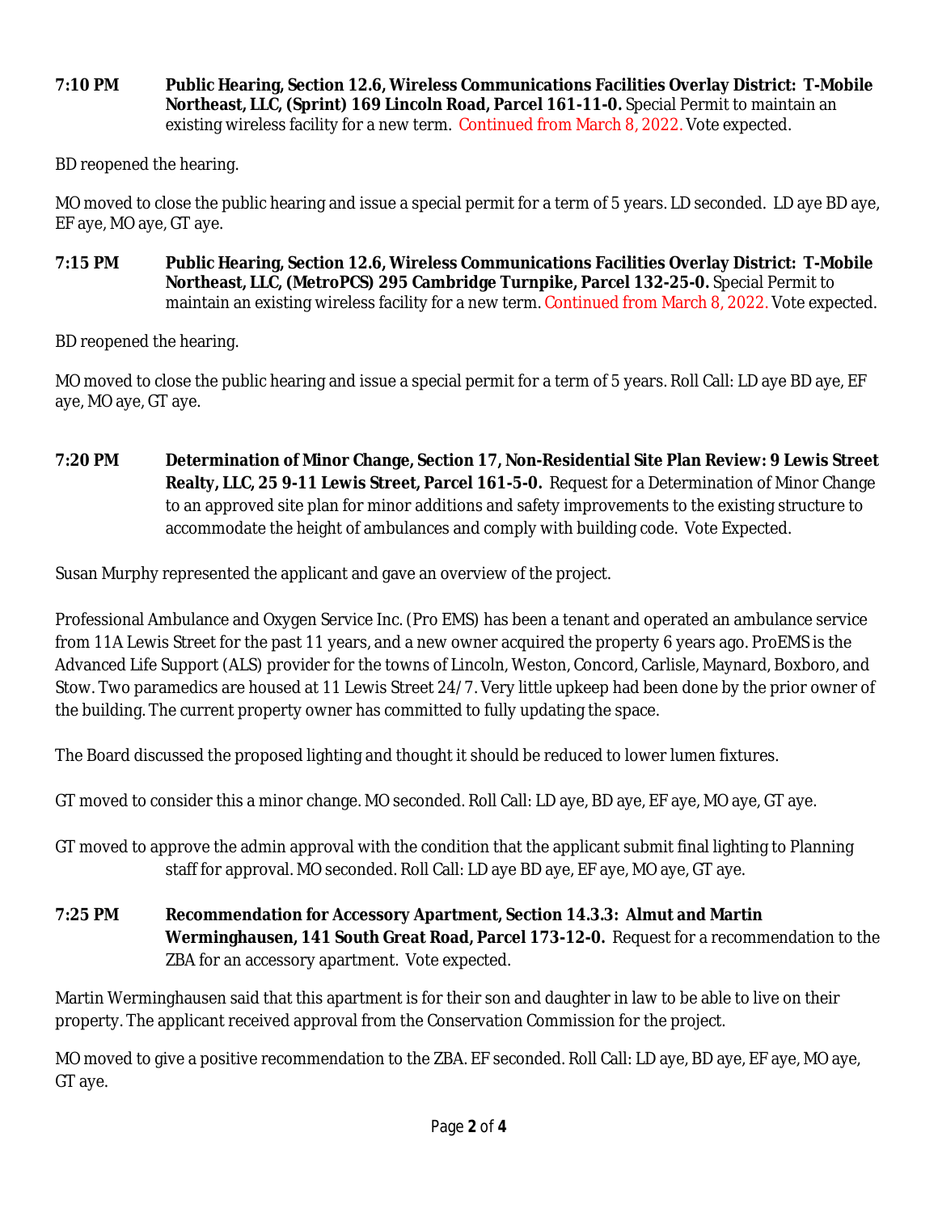**7:10 PM** **Public Hearing, Section 12.6, Wireless Communications Facilities Overlay District: T-Mobile Northeast, LLC, (Sprint) 169 Lincoln Road, Parcel 161-11-0.** Special Permit to maintain an existing wireless facility for a new term. Continued from March 8, 2022. Vote expected.

BD reopened the hearing.

MO moved to close the public hearing and issue a special permit for a term of 5 years. LD seconded. LD aye BD aye, EF aye, MO aye, GT aye.

**7:15 PM** **Public Hearing, Section 12.6, Wireless Communications Facilities Overlay District: T-Mobile Northeast, LLC, (MetroPCS) 295 Cambridge Turnpike, Parcel 132-25-0.** Special Permit to maintain an existing wireless facility for a new term. Continued from March 8, 2022. Vote expected.

BD reopened the hearing.

MO moved to close the public hearing and issue a special permit for a term of 5 years. Roll Call: LD aye BD aye, EF aye, MO aye, GT aye.

**7:20 PM** **Determination of Minor Change, Section 17, Non-Residential Site Plan Review: 9 Lewis Street Realty, LLC, 25 9-11 Lewis Street, Parcel 161-5-0.** Request for a Determination of Minor Change to an approved site plan for minor additions and safety improvements to the existing structure to accommodate the height of ambulances and comply with building code. Vote Expected.

Susan Murphy represented the applicant and gave an overview of the project.

Professional Ambulance and Oxygen Service Inc. (Pro EMS) has been a tenant and operated an ambulance service from 11A Lewis Street for the past 11 years, and a new owner acquired the property 6 years ago. ProEMS is the Advanced Life Support (ALS) provider for the towns of Lincoln, Weston, Concord, Carlisle, Maynard, Boxboro, and Stow. Two paramedics are housed at 11 Lewis Street 24/7. Very little upkeep had been done by the prior owner of the building. The current property owner has committed to fully updating the space.

The Board discussed the proposed lighting and thought it should be reduced to lower lumen fixtures.

GT moved to consider this a minor change. MO seconded. Roll Call: LD aye, BD aye, EF aye, MO aye, GT aye.

GT moved to approve the admin approval with the condition that the applicant submit final lighting to Planning staff for approval. MO seconded. Roll Call: LD aye BD aye, EF aye, MO aye, GT aye.

**7:25 PM** **Recommendation for Accessory Apartment, Section 14.3.3: Almut and Martin Werminghausen, 141 South Great Road, Parcel 173-12-0.** Request for a recommendation to the ZBA for an accessory apartment. Vote expected.

Martin Werminghausen said that this apartment is for their son and daughter in law to be able to live on their property. The applicant received approval from the Conservation Commission for the project.

MO moved to give a positive recommendation to the ZBA. EF seconded. Roll Call: LD aye, BD aye, EF aye, MO aye, GT aye.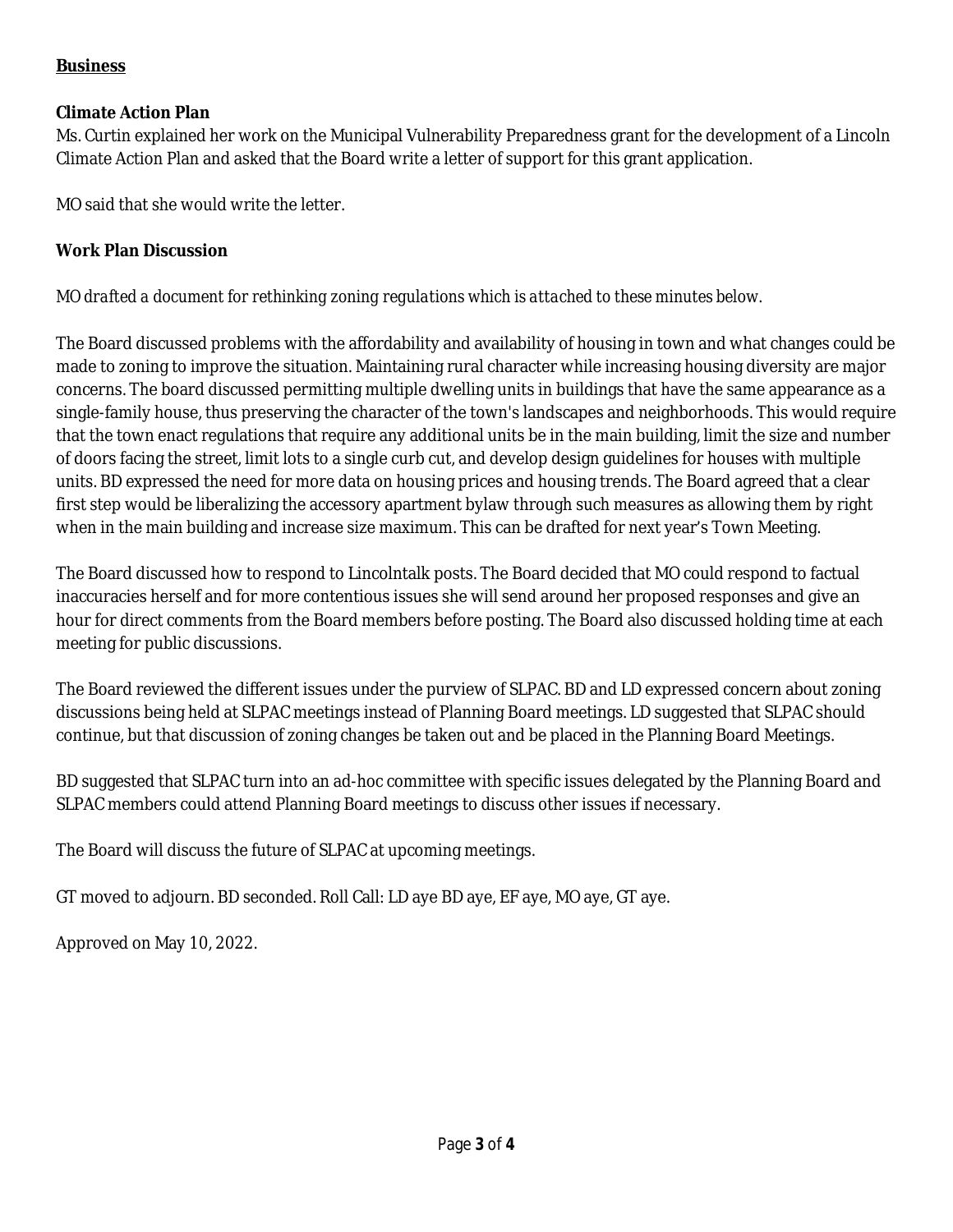**Business**

**Climate Action Plan**

Ms. Curtin explained her work on the Municipal Vulnerability Preparedness grant for the development of a Lincoln Climate Action Plan and asked that the Board write a letter of support for this grant application.

MO said that she would write the letter.

**Work Plan Discussion**

*MO drafted a document for rethinking zoning regulations which is attached to these minutes below.*

The Board discussed problems with the affordability and availability of housing in town and what changes could be made to zoning to improve the situation. Maintaining rural character while increasing housing diversity are major concerns. The board discussed permitting multiple dwelling units in buildings that have the same appearance as a single-family house, thus preserving the character of the town's landscapes and neighborhoods. This would require that the town enact regulations that require any additional units be in the main building, limit the size and number of doors facing the street, limit lots to a single curb cut, and develop design guidelines for houses with multiple units. BD expressed the need for more data on housing prices and housing trends. The Board agreed that a clear first step would be liberalizing the accessory apartment bylaw through such measures as allowing them by right when in the main building and increase size maximum. This can be drafted for next year's Town Meeting.

The Board discussed how to respond to Lincolntalk posts. The Board decided that MO could respond to factual inaccuracies herself and for more contentious issues she will send around her proposed responses and give an hour for direct comments from the Board members before posting. The Board also discussed holding time at each meeting for public discussions.

The Board reviewed the different issues under the purview of SLPAC. BD and LD expressed concern about zoning discussions being held at SLPAC meetings instead of Planning Board meetings. LD suggested that SLPAC should continue, but that discussion of zoning changes be taken out and be placed in the Planning Board Meetings.

BD suggested that SLPAC turn into an ad-hoc committee with specific issues delegated by the Planning Board and SLPAC members could attend Planning Board meetings to discuss other issues if necessary.

The Board will discuss the future of SLPAC at upcoming meetings.

GT moved to adjourn. BD seconded. Roll Call: LD aye BD aye, EF aye, MO aye, GT aye.

Approved on May 10, 2022.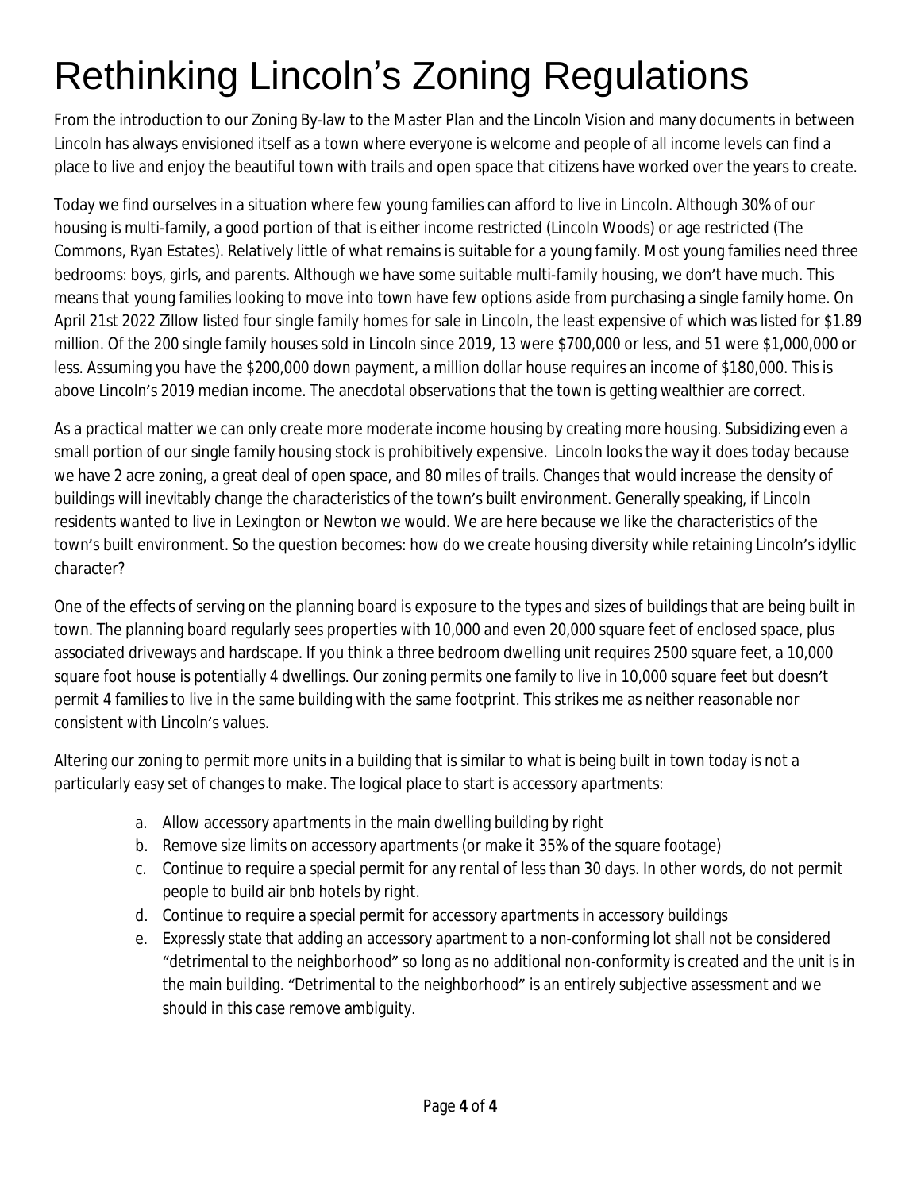# Rethinking Lincoln's Zoning Regulations

From the introduction to our Zoning By-law to the Master Plan and the Lincoln Vision and many documents in between Lincoln has always envisioned itself as a town where everyone is welcome and people of all income levels can find a place to live and enjoy the beautiful town with trails and open space that citizens have worked over the years to create.

Today we find ourselves in a situation where few young families can afford to live in Lincoln. Although 30% of our housing is multi-family, a good portion of that is either income restricted (Lincoln Woods) or age restricted (The Commons, Ryan Estates). Relatively little of what remains is suitable for a young family. Most young families need three bedrooms: boys, girls, and parents. Although we have some suitable multi-family housing, we don't have much. This means that young families looking to move into town have few options aside from purchasing a single family home. On April 21st 2022 Zillow listed four single family homes for sale in Lincoln, the least expensive of which was listed for $1.89 million. Of the 200 single family houses sold in Lincoln since 2019, 13 were $700,000 or less, and 51 were $1,000,000 or less. Assuming you have the $200,000 down payment, a million dollar house requires an income of $180,000. This is above Lincoln's 2019 median income. The anecdotal observations that the town is getting wealthier are correct.

As a practical matter we can only create more moderate income housing by creating more housing. Subsidizing even a small portion of our single family housing stock is prohibitively expensive. Lincoln looks the way it does today because we have 2 acre zoning, a great deal of open space, and 80 miles of trails. Changes that would increase the density of buildings will inevitably change the characteristics of the town's built environment. Generally speaking, if Lincoln residents wanted to live in Lexington or Newton we would. We are here because we like the characteristics of the town's built environment. So the question becomes: how do we create housing diversity while retaining Lincoln's idyllic character?

One of the effects of serving on the planning board is exposure to the types and sizes of buildings that are being built in town. The planning board regularly sees properties with 10,000 and even 20,000 square feet of enclosed space, plus associated driveways and hardscape. If you think a three bedroom dwelling unit requires 2500 square feet, a 10,000 square foot house is potentially 4 dwellings. Our zoning permits one family to live in 10,000 square feet but doesn't permit 4 families to live in the same building with the same footprint. This strikes me as neither reasonable nor consistent with Lincoln's values.

Altering our zoning to permit more units in a building that is similar to what is being built in town today is not a particularly easy set of changes to make. The logical place to start is accessory apartments:

a. Allow accessory apartments in the main dwelling building by right
b. Remove size limits on accessory apartments (or make it 35% of the square footage)
c. Continue to require a special permit for any rental of less than 30 days. In other words, do not permit people to build air bnb hotels by right.
d. Continue to require a special permit for accessory apartments in accessory buildings
e. Expressly state that adding an accessory apartment to a non-conforming lot shall not be considered "detrimental to the neighborhood" so long as no additional non-conformity is created and the unit is in the main building. "Detrimental to the neighborhood" is an entirely subjective assessment and we should in this case remove ambiguity.